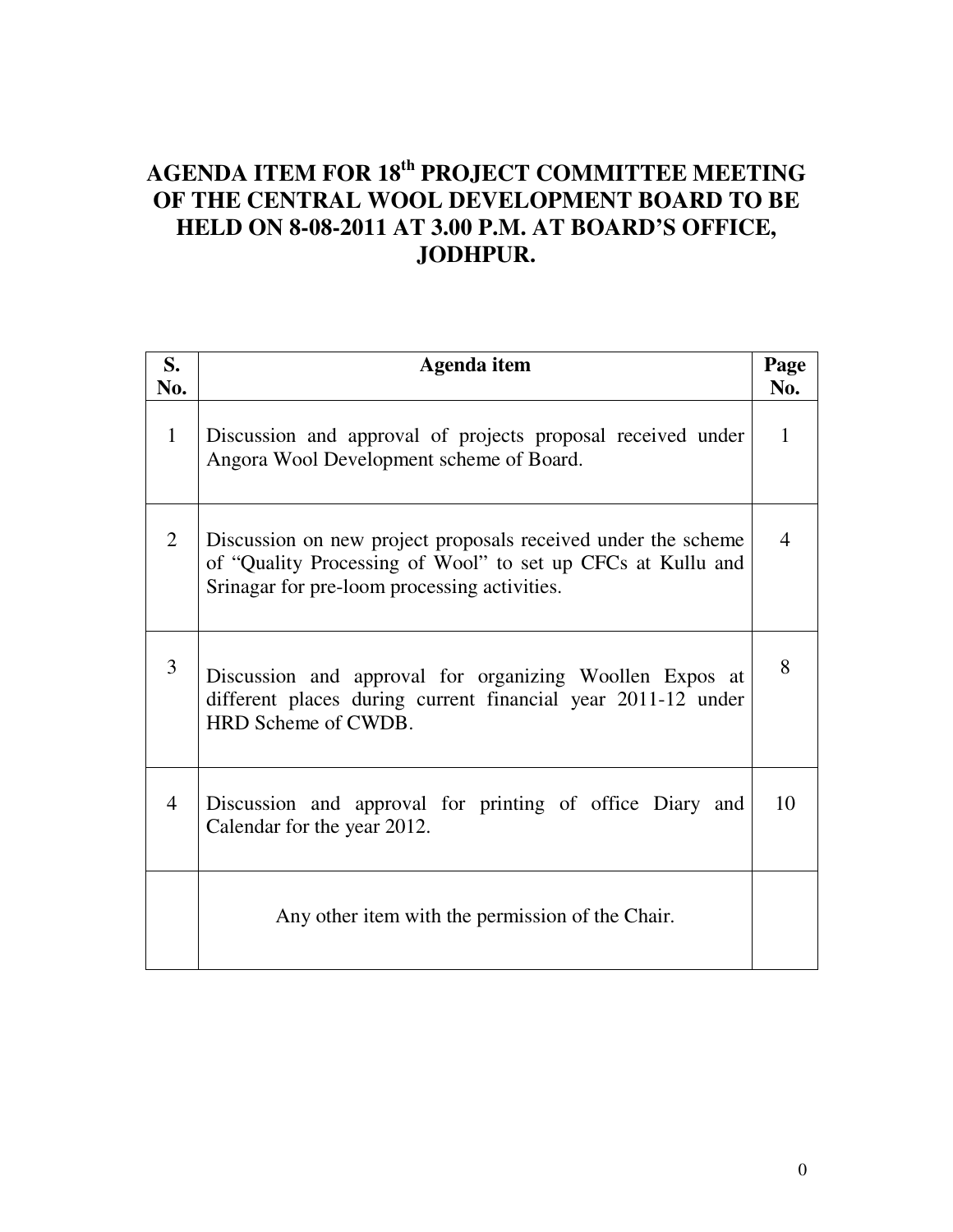# AGENDA ITEM FOR 18th PROJECT COMMITTEE MEETING OF THE CENTRAL WOOL DEVELOPMENT BOARD TO BE HELD ON 8-08-2011 AT 3.00 P.M. AT BOARD'S OFFICE, JODHPUR.

| S. No. | Agenda item | Page No. |
|---|---|---|
| 1 | Discussion and approval of projects proposal received under Angora Wool Development scheme of Board. | 1 |
| 2 | Discussion on new project proposals received under the scheme of "Quality Processing of Wool" to set up CFCs at Kullu and Srinagar for pre-loom processing activities. | 4 |
| 3 | Discussion and approval for organizing Woollen Expos at different places during current financial year 2011-12 under HRD Scheme of CWDB. | 8 |
| 4 | Discussion and approval for printing of office Diary and Calendar for the year 2012. | 10 |
| | Any other item with the permission of the Chair. | |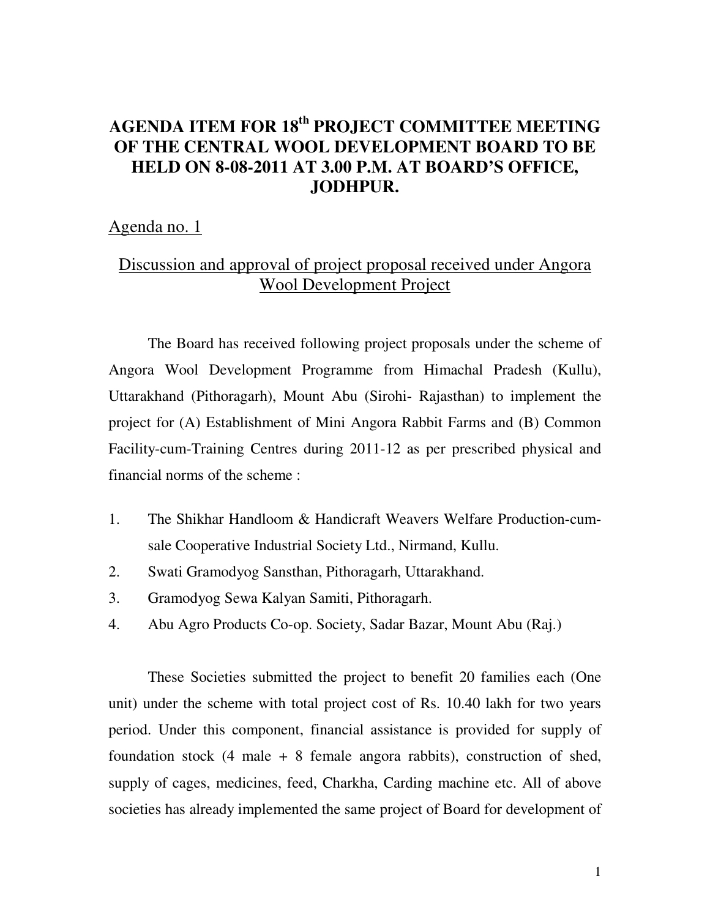# AGENDA ITEM FOR 18th PROJECT COMMITTEE MEETING OF THE CENTRAL WOOL DEVELOPMENT BOARD TO BE HELD ON 8-08-2011 AT 3.00 P.M. AT BOARD'S OFFICE, JODHPUR.

## Agenda no. 1

### Discussion and approval of project proposal received under Angora Wool Development Project

The Board has received following project proposals under the scheme of Angora Wool Development Programme from Himachal Pradesh (Kullu), Uttarakhand (Pithoragarh), Mount Abu (Sirohi- Rajasthan) to implement the project for (A) Establishment of Mini Angora Rabbit Farms and (B) Common Facility-cum-Training Centres during 2011-12 as per prescribed physical and financial norms of the scheme :

1. The Shikhar Handloom & Handicraft Weavers Welfare Production-cum-sale Cooperative Industrial Society Ltd., Nirmand, Kullu.
2. Swati Gramodyog Sansthan, Pithoragarh, Uttarakhand.
3. Gramodyog Sewa Kalyan Samiti, Pithoragarh.
4. Abu Agro Products Co-op. Society, Sadar Bazar, Mount Abu (Raj.)

These Societies submitted the project to benefit 20 families each (One unit) under the scheme with total project cost of Rs. 10.40 lakh for two years period. Under this component, financial assistance is provided for supply of foundation stock (4 male + 8 female angora rabbits), construction of shed, supply of cages, medicines, feed, Charkha, Carding machine etc. All of above societies has already implemented the same project of Board for development of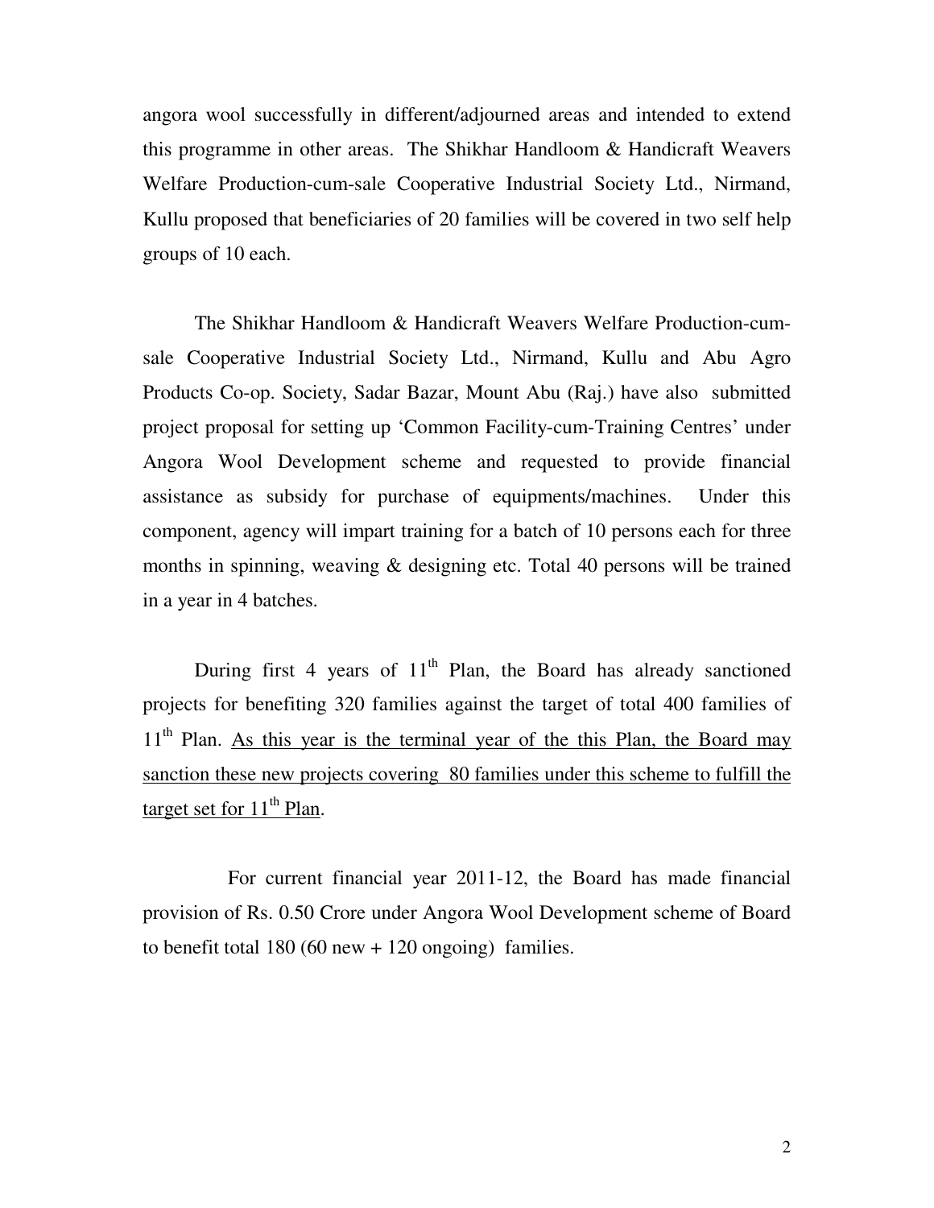angora wool successfully in different/adjourned areas and intended to extend this programme in other areas. The Shikhar Handloom & Handicraft Weavers Welfare Production-cum-sale Cooperative Industrial Society Ltd., Nirmand, Kullu proposed that beneficiaries of 20 families will be covered in two self help groups of 10 each.

The Shikhar Handloom & Handicraft Weavers Welfare Production-cum-sale Cooperative Industrial Society Ltd., Nirmand, Kullu and Abu Agro Products Co-op. Society, Sadar Bazar, Mount Abu (Raj.) have also submitted project proposal for setting up 'Common Facility-cum-Training Centres' under Angora Wool Development scheme and requested to provide financial assistance as subsidy for purchase of equipments/machines. Under this component, agency will impart training for a batch of 10 persons each for three months in spinning, weaving & designing etc. Total 40 persons will be trained in a year in 4 batches.

During first 4 years of 11th Plan, the Board has already sanctioned projects for benefiting 320 families against the target of total 400 families of 11th Plan. <u>As this year is the terminal year of the this Plan, the Board may sanction these new projects covering 80 families under this scheme to fulfill the target set for 11th Plan</u>.

For current financial year 2011-12, the Board has made financial provision of Rs. 0.50 Crore under Angora Wool Development scheme of Board to benefit total 180 (60 new + 120 ongoing) families.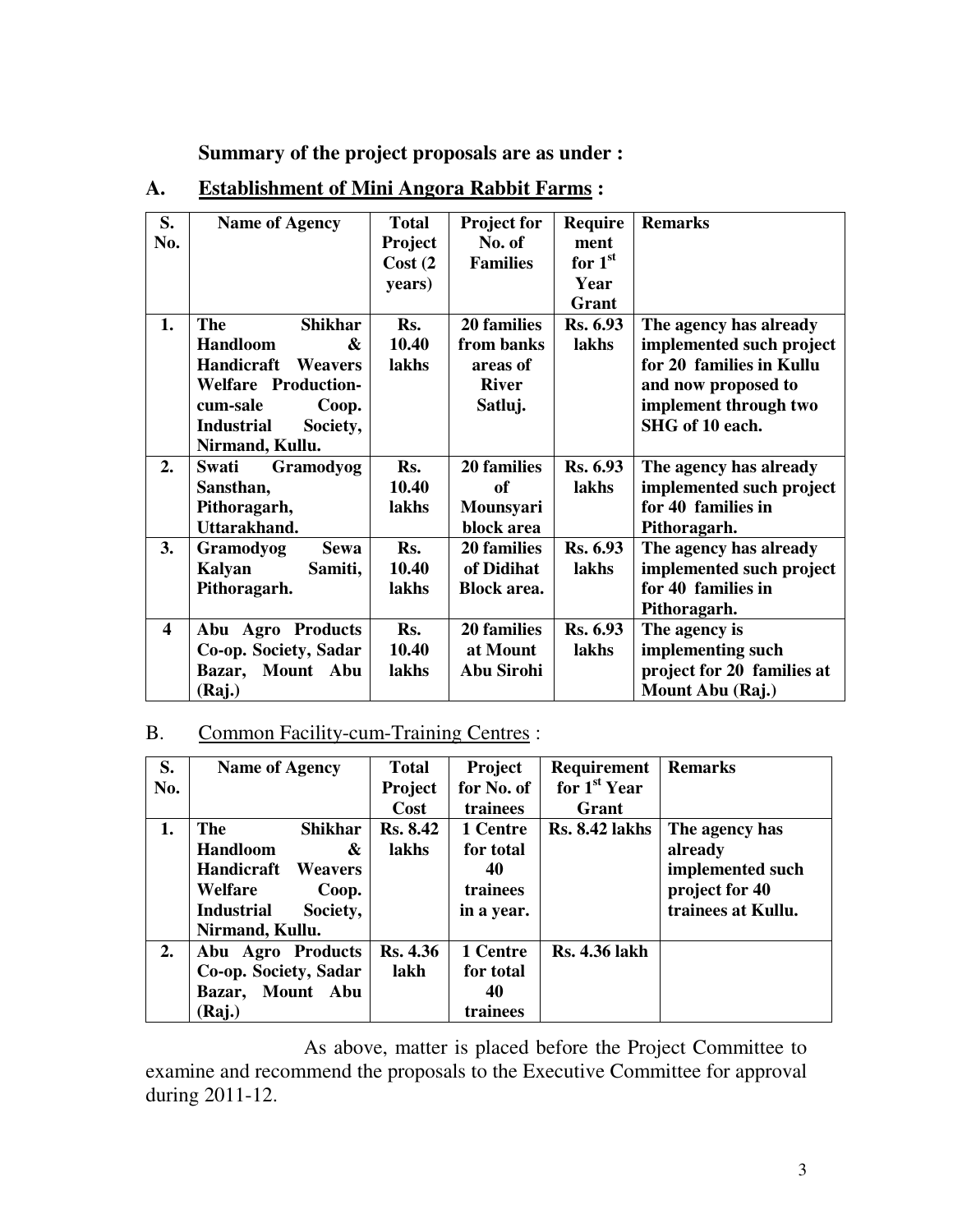**Summary of the project proposals are as under :**

**A. Establishment of Mini Angora Rabbit Farms :**

| S. No. | Name of Agency | Total Project Cost (2 years) | Project for No. of Families | Requirement for 1st Year Grant | Remarks |
|---|---|---|---|---|---|
| 1. | The Shikhar Handloom & Handicraft Weavers Welfare Production-cum-sale Coop. Industrial Society, Nirmand, Kullu. | Rs. 10.40 lakhs | 20 families from banks areas of River Satluj. | Rs. 6.93 lakhs | The agency has already implemented such project for 20 families in Kullu and now proposed to implement through two SHG of 10 each. |
| 2. | Swati Gramodyog Sansthan, Pithoragarh, Uttarakhand. | Rs. 10.40 lakhs | 20 families of Mounsyari block area | Rs. 6.93 lakhs | The agency has already implemented such project for 40 families in Pithoragarh. |
| 3. | Gramodyog Sewa Kalyan Samiti, Pithoragarh. | Rs. 10.40 lakhs | 20 families of Didihat Block area. | Rs. 6.93 lakhs | The agency has already implemented such project for 40 families in Pithoragarh. |
| 4 | Abu Agro Products Co-op. Society, Sadar Bazar, Mount Abu (Raj.) | Rs. 10.40 lakhs | 20 families at Mount Abu Sirohi | Rs. 6.93 lakhs | The agency is implementing such project for 20 families at Mount Abu (Raj.) |

B. Common Facility-cum-Training Centres :

| S. No. | Name of Agency | Total Project Cost | Project for No. of trainees | Requirement for 1st Year Grant | Remarks |
|---|---|---|---|---|---|
| 1. | The Shikhar Handloom & Handicraft Weavers Welfare Coop. Industrial Society, Nirmand, Kullu. | Rs. 8.42 lakhs | 1 Centre for total 40 trainees in a year. | Rs. 8.42 lakhs | The agency has already implemented such project for 40 trainees at Kullu. |
| 2. | Abu Agro Products Co-op. Society, Sadar Bazar, Mount Abu (Raj.) | Rs. 4.36 lakh | 1 Centre for total 40 trainees | Rs. 4.36 lakh | |

As above, matter is placed before the Project Committee to examine and recommend the proposals to the Executive Committee for approval during 2011-12.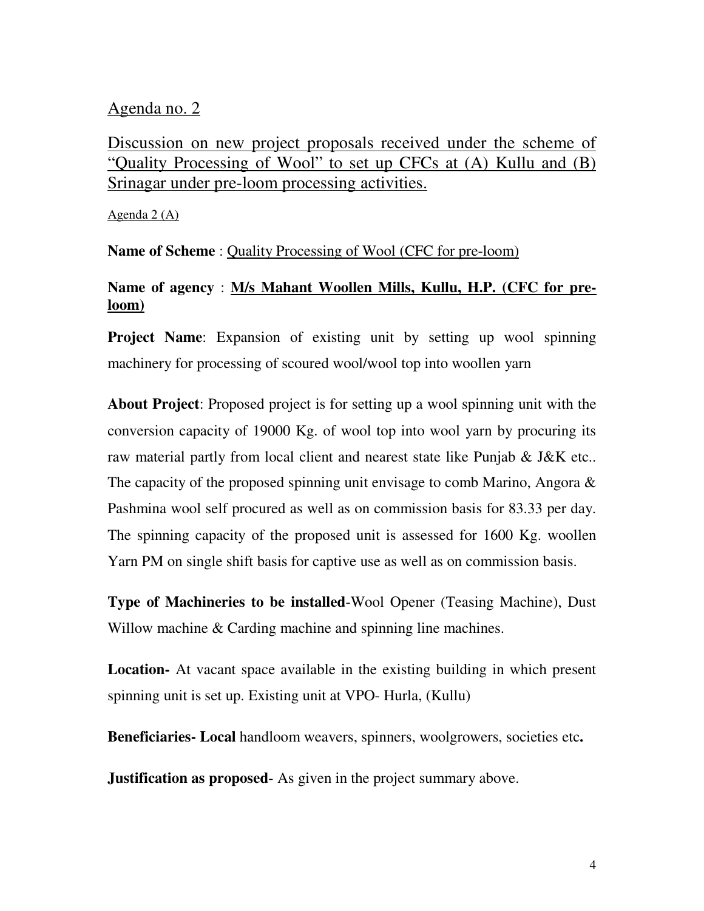## Agenda no. 2

## Discussion on new project proposals received under the scheme of "Quality Processing of Wool" to set up CFCs at (A) Kullu and (B) Srinagar under pre-loom processing activities.

### Agenda 2 (A)

**Name of Scheme** : Quality Processing of Wool (CFC for pre-loom)

**Name of agency** : **M/s Mahant Woollen Mills, Kullu, H.P. (CFC for pre-loom)**

**Project Name**: Expansion of existing unit by setting up wool spinning machinery for processing of scoured wool/wool top into woollen yarn

**About Project**: Proposed project is for setting up a wool spinning unit with the conversion capacity of 19000 Kg. of wool top into wool yarn by procuring its raw material partly from local client and nearest state like Punjab & J&K etc.. The capacity of the proposed spinning unit envisage to comb Marino, Angora & Pashmina wool self procured as well as on commission basis for 83.33 per day. The spinning capacity of the proposed unit is assessed for 1600 Kg. woollen Yarn PM on single shift basis for captive use as well as on commission basis.

**Type of Machineries to be installed**-Wool Opener (Teasing Machine), Dust Willow machine & Carding machine and spinning line machines.

**Location-** At vacant space available in the existing building in which present spinning unit is set up. Existing unit at VPO- Hurla, (Kullu)

**Beneficiaries- Local** handloom weavers, spinners, woolgrowers, societies etc**.**

**Justification as proposed**- As given in the project summary above.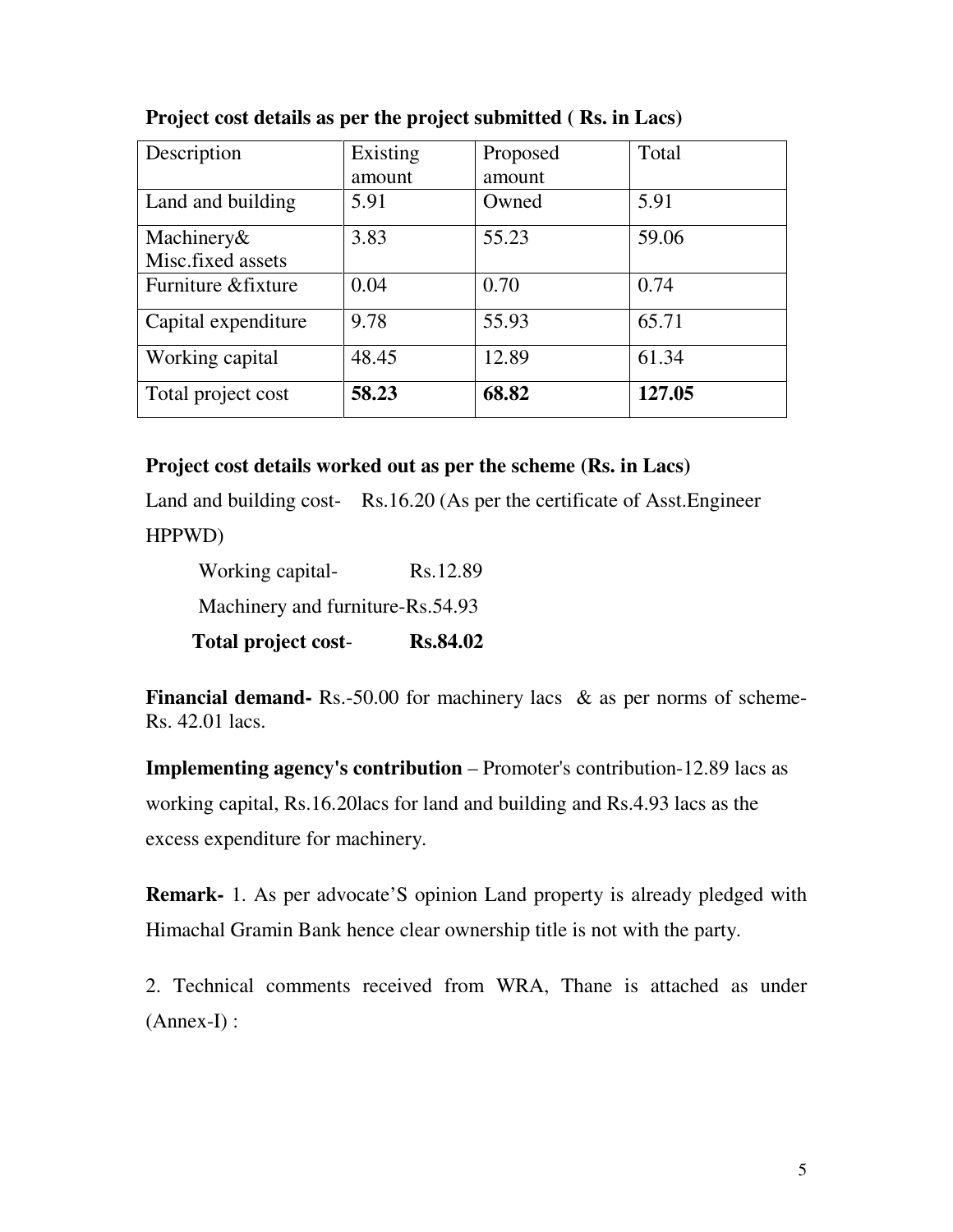**Project cost details as per the project submitted ( Rs. in Lacs)**

| Description | Existing amount | Proposed amount | Total |
|---|---|---|---|
| Land and building | 5.91 | Owned | 5.91 |
| Machinery& Misc.fixed assets | 3.83 | 55.23 | 59.06 |
| Furniture &fixture | 0.04 | 0.70 | 0.74 |
| Capital expenditure | 9.78 | 55.93 | 65.71 |
| Working capital | 48.45 | 12.89 | 61.34 |
| Total project cost | **58.23** | **68.82** | **127.05** |

**Project cost details worked out as per the scheme (Rs. in Lacs)**

Land and building cost- Rs.16.20 (As per the certificate of Asst.Engineer HPPWD)

Working capital- Rs.12.89

Machinery and furniture-Rs.54.93

**Total project cost- Rs.84.02**

**Financial demand-** Rs.-50.00 for machinery lacs & as per norms of scheme-Rs. 42.01 lacs.

**Implementing agency's contribution** – Promoter's contribution-12.89 lacs as working capital, Rs.16.20lacs for land and building and Rs.4.93 lacs as the excess expenditure for machinery.

**Remark-** 1. As per advocate'S opinion Land property is already pledged with Himachal Gramin Bank hence clear ownership title is not with the party.

2. Technical comments received from WRA, Thane is attached as under (Annex-I) :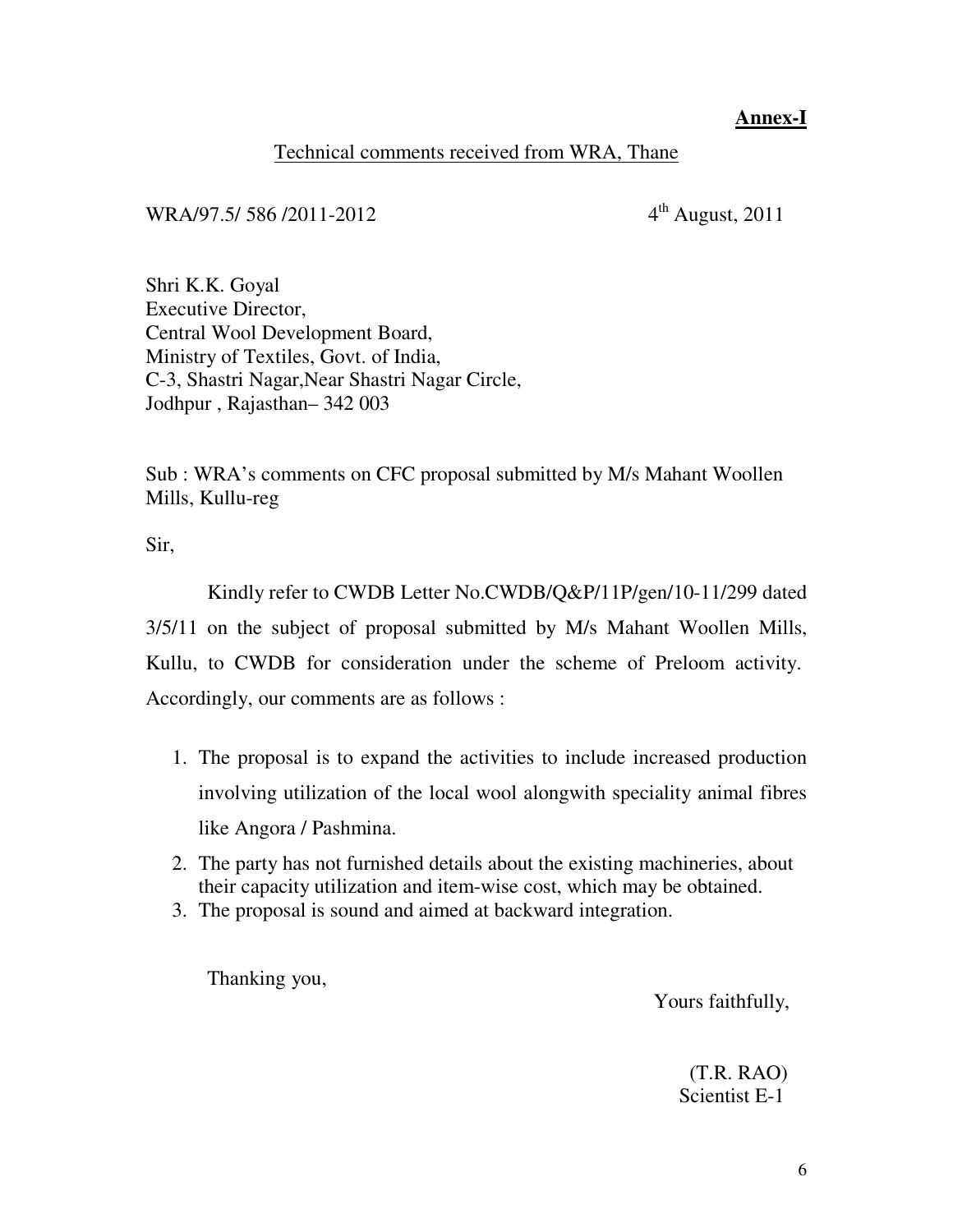**Annex-I**

Technical comments received from WRA, Thane

WRA/97.5/ 586 /2011-2012 4th August, 2011

Shri K.K. Goyal
Executive Director,
Central Wool Development Board,
Ministry of Textiles, Govt. of India,
C-3, Shastri Nagar,Near Shastri Nagar Circle,
Jodhpur , Rajasthan– 342 003

Sub : WRA's comments on CFC proposal submitted by M/s Mahant Woollen Mills, Kullu-reg

Sir,

Kindly refer to CWDB Letter No.CWDB/Q&P/11P/gen/10-11/299 dated 3/5/11 on the subject of proposal submitted by M/s Mahant Woollen Mills, Kullu, to CWDB for consideration under the scheme of Preloom activity. Accordingly, our comments are as follows :

1. The proposal is to expand the activities to include increased production involving utilization of the local wool alongwith speciality animal fibres like Angora / Pashmina.
2. The party has not furnished details about the existing machineries, about their capacity utilization and item-wise cost, which may be obtained.
3. The proposal is sound and aimed at backward integration.

Thanking you,

Yours faithfully,

(T.R. RAO)
Scientist E-1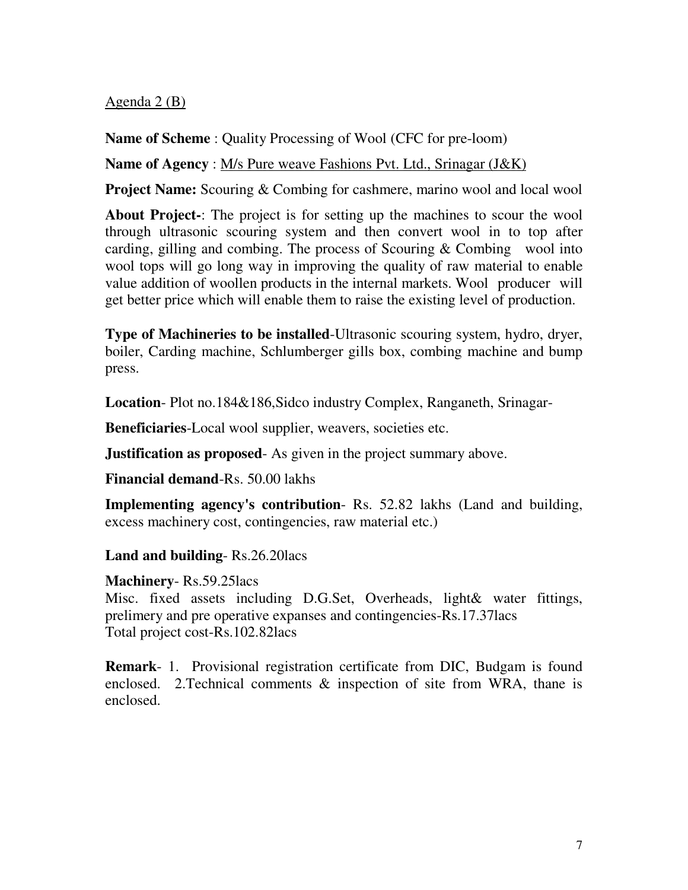Agenda 2 (B)

**Name of Scheme** : Quality Processing of Wool (CFC for pre-loom)

**Name of Agency** : M/s Pure weave Fashions Pvt. Ltd., Srinagar (J&K)

**Project Name:** Scouring & Combing for cashmere, marino wool and local wool

**About Project-**: The project is for setting up the machines to scour the wool through ultrasonic scouring system and then convert wool in to top after carding, gilling and combing. The process of Scouring & Combing wool into wool tops will go long way in improving the quality of raw material to enable value addition of woollen products in the internal markets. Wool producer will get better price which will enable them to raise the existing level of production.

**Type of Machineries to be installed**-Ultrasonic scouring system, hydro, dryer, boiler, Carding machine, Schlumberger gills box, combing machine and bump press.

**Location**- Plot no.184&186,Sidco industry Complex, Ranganeth, Srinagar-

**Beneficiaries**-Local wool supplier, weavers, societies etc.

**Justification as proposed**- As given in the project summary above.

**Financial demand**-Rs. 50.00 lakhs

**Implementing agency's contribution**- Rs. 52.82 lakhs (Land and building, excess machinery cost, contingencies, raw material etc.)

**Land and building**- Rs.26.20lacs

**Machinery**- Rs.59.25lacs
Misc. fixed assets including D.G.Set, Overheads, light& water fittings, prelimery and pre operative expanses and contingencies-Rs.17.37lacs
Total project cost-Rs.102.82lacs

**Remark**- 1. Provisional registration certificate from DIC, Budgam is found enclosed. 2.Technical comments & inspection of site from WRA, thane is enclosed.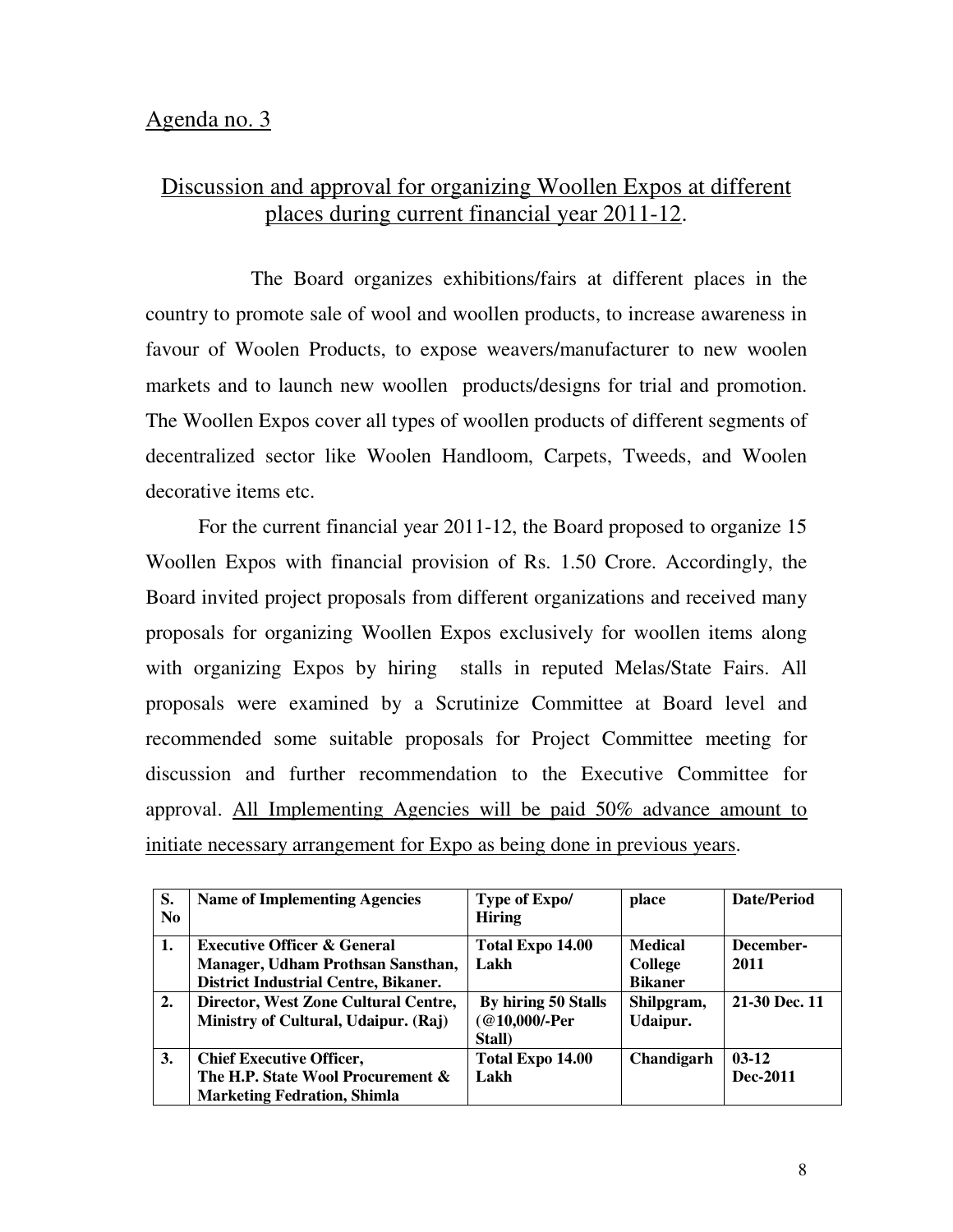Agenda no. 3

## Discussion and approval for organizing Woollen Expos at different places during current financial year 2011-12.

The Board organizes exhibitions/fairs at different places in the country to promote sale of wool and woollen products, to increase awareness in favour of Woolen Products, to expose weavers/manufacturer to new woolen markets and to launch new woollen products/designs for trial and promotion. The Woollen Expos cover all types of woollen products of different segments of decentralized sector like Woolen Handloom, Carpets, Tweeds, and Woolen decorative items etc.

For the current financial year 2011-12, the Board proposed to organize 15 Woollen Expos with financial provision of Rs. 1.50 Crore. Accordingly, the Board invited project proposals from different organizations and received many proposals for organizing Woollen Expos exclusively for woollen items along with organizing Expos by hiring stalls in reputed Melas/State Fairs. All proposals were examined by a Scrutinize Committee at Board level and recommended some suitable proposals for Project Committee meeting for discussion and further recommendation to the Executive Committee for approval. All Implementing Agencies will be paid 50% advance amount to initiate necessary arrangement for Expo as being done in previous years.

| S. No | Name of Implementing Agencies | Type of Expo/ Hiring | place | Date/Period |
|---|---|---|---|---|
| **1.** | **Executive Officer & General Manager, Udham Prothsan Sansthan, District Industrial Centre, Bikaner.** | **Total Expo 14.00 Lakh** | **Medical College Bikaner** | **December-2011** |
| **2.** | **Director, West Zone Cultural Centre, Ministry of Cultural, Udaipur. (Raj)** | **By hiring 50 Stalls (@10,000/-Per Stall)** | **Shilpgram, Udaipur.** | **21-30 Dec. 11** |
| **3.** | **Chief Executive Officer, The H.P. State Wool Procurement & Marketing Fedration, Shimla** | **Total Expo 14.00 Lakh** | **Chandigarh** | **03-12 Dec-2011** |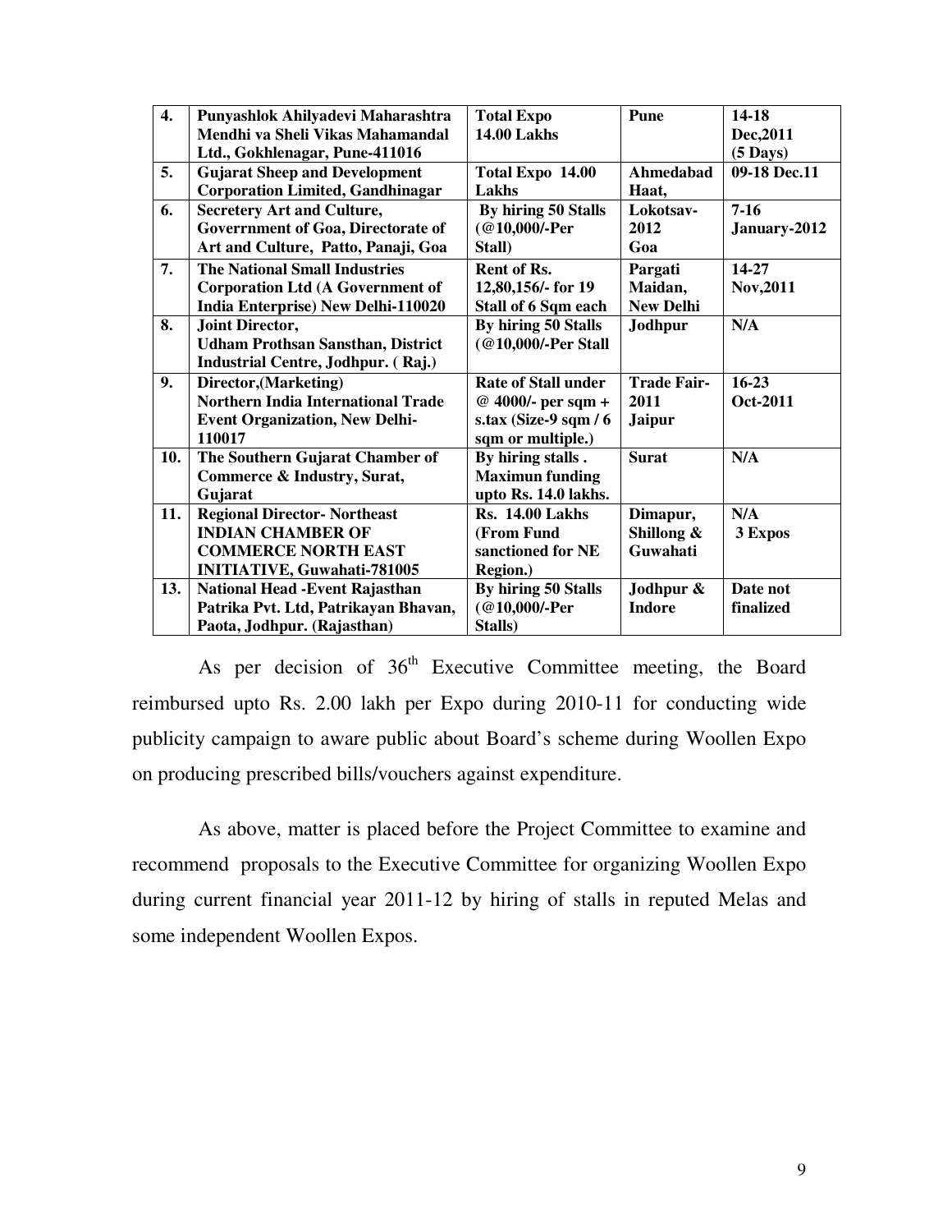| 4. | Punyashlok Ahilyadevi Maharashtra Mendhi va Sheli Vikas Mahamandal Ltd., Gokhlenagar, Pune-411016 | Total Expo 14.00 Lakhs | Pune | 14-18 Dec,2011 (5 Days) |
|---|---|---|---|---|
| 5. | Gujarat Sheep and Development Corporation Limited, Gandhinagar | Total Expo 14.00 Lakhs | Ahmedabad Haat, | 09-18 Dec.11 |
| 6. | Secretery Art and Culture, Goverrnment of Goa, Directorate of Art and Culture, Patto, Panaji, Goa | By hiring 50 Stalls (@10,000/-Per Stall) | Lokotsav-2012 Goa | 7-16 January-2012 |
| 7. | The National Small Industries Corporation Ltd (A Government of India Enterprise) New Delhi-110020 | Rent of Rs. 12,80,156/- for 19 Stall of 6 Sqm each | Pargati Maidan, New Delhi | 14-27 Nov,2011 |
| 8. | Joint Director, Udham Prothsan Sansthan, District Industrial Centre, Jodhpur. ( Raj.) | By hiring 50 Stalls (@10,000/-Per Stall | Jodhpur | N/A |
| 9. | Director,(Marketing) Northern India International Trade Event Organization, New Delhi-110017 | Rate of Stall under @ 4000/- per sqm + s.tax (Size-9 sqm / 6 sqm or multiple.) | Trade Fair-2011 Jaipur | 16-23 Oct-2011 |
| 10. | The Southern Gujarat Chamber of Commerce & Industry, Surat, Gujarat | By hiring stalls . Maximun funding upto Rs. 14.0 lakhs. | Surat | N/A |
| 11. | Regional Director- Northeast INDIAN CHAMBER OF COMMERCE NORTH EAST INITIATIVE, Guwahati-781005 | Rs. 14.00 Lakhs (From Fund sanctioned for NE Region.) | Dimapur, Shillong & Guwahati | N/A 3 Expos |
| 13. | National Head -Event Rajasthan Patrika Pvt. Ltd, Patrikayan Bhavan, Paota, Jodhpur. (Rajasthan) | By hiring 50 Stalls (@10,000/-Per Stalls) | Jodhpur & Indore | Date not finalized |

As per decision of 36th Executive Committee meeting, the Board reimbursed upto Rs. 2.00 lakh per Expo during 2010-11 for conducting wide publicity campaign to aware public about Board's scheme during Woollen Expo on producing prescribed bills/vouchers against expenditure.

As above, matter is placed before the Project Committee to examine and recommend proposals to the Executive Committee for organizing Woollen Expo during current financial year 2011-12 by hiring of stalls in reputed Melas and some independent Woollen Expos.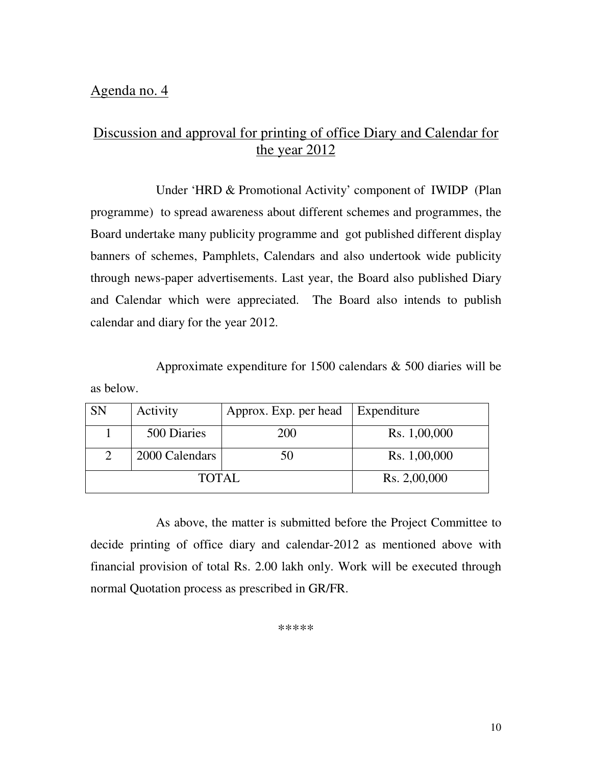Agenda no. 4

## Discussion and approval for printing of office Diary and Calendar for the year 2012

Under 'HRD & Promotional Activity' component of IWIDP (Plan programme) to spread awareness about different schemes and programmes, the Board undertake many publicity programme and got published different display banners of schemes, Pamphlets, Calendars and also undertook wide publicity through news-paper advertisements. Last year, the Board also published Diary and Calendar which were appreciated. The Board also intends to publish calendar and diary for the year 2012.

Approximate expenditure for 1500 calendars & 500 diaries will be as below.

| SN | Activity | Approx. Exp. per head | Expenditure |
|---|---|---|---|
| 1 | 500 Diaries | 200 | Rs. 1,00,000 |
| 2 | 2000 Calendars | 50 | Rs. 1,00,000 |
| TOTAL | | | Rs. 2,00,000 |

As above, the matter is submitted before the Project Committee to decide printing of office diary and calendar-2012 as mentioned above with financial provision of total Rs. 2.00 lakh only. Work will be executed through normal Quotation process as prescribed in GR/FR.

*****